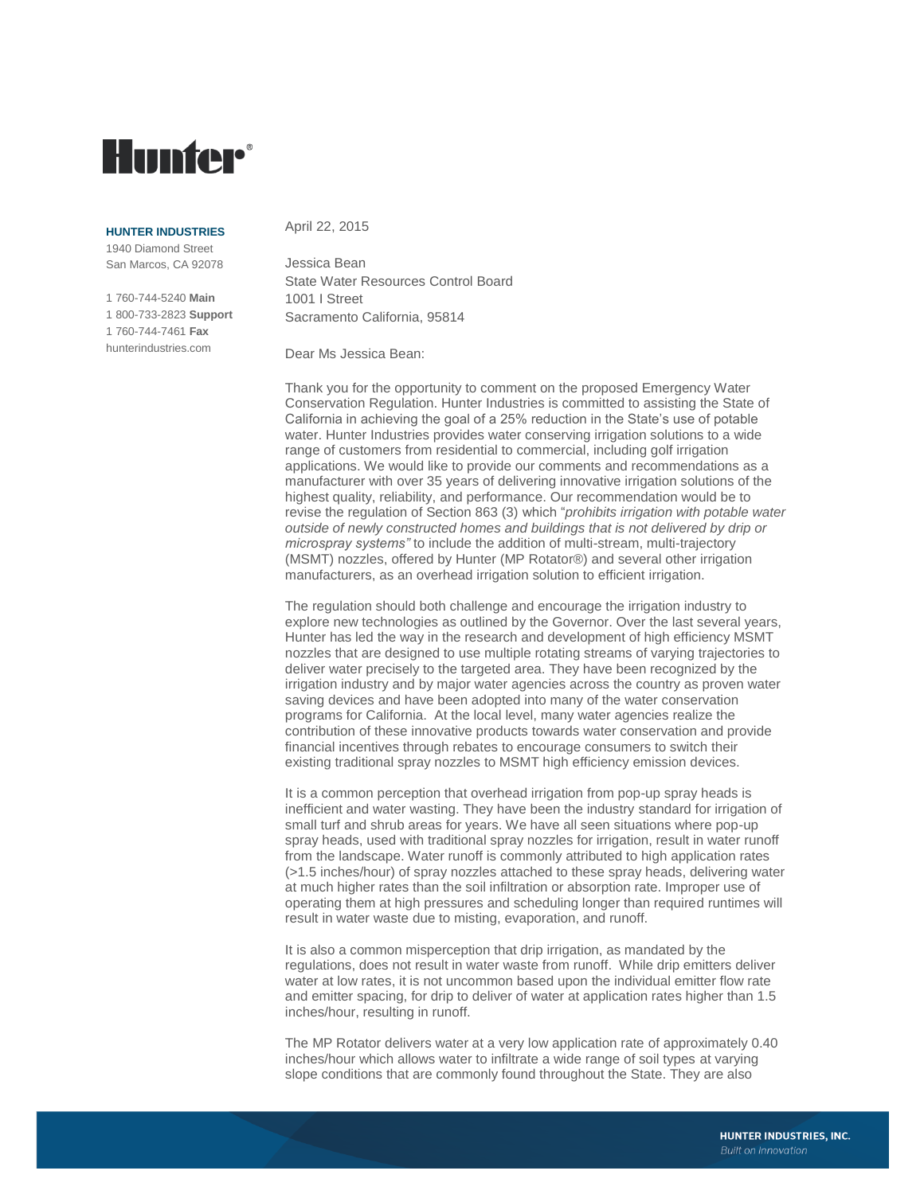# Hunter®

**HUNTER INDUSTRIES**
1940 Diamond Street
San Marcos, CA 92078

1 760-744-5240 **Main**
1 800-733-2823 **Support**
1 760-744-7461 **Fax**
hunterindustries.com

April 22, 2015

Jessica Bean
State Water Resources Control Board
1001 I Street
Sacramento California, 95814

Dear Ms Jessica Bean:

Thank you for the opportunity to comment on the proposed Emergency Water Conservation Regulation. Hunter Industries is committed to assisting the State of California in achieving the goal of a 25% reduction in the State's use of potable water. Hunter Industries provides water conserving irrigation solutions to a wide range of customers from residential to commercial, including golf irrigation applications. We would like to provide our comments and recommendations as a manufacturer with over 35 years of delivering innovative irrigation solutions of the highest quality, reliability, and performance. Our recommendation would be to revise the regulation of Section 863 (3) which "*prohibits irrigation with potable water outside of newly constructed homes and buildings that is not delivered by drip or microspray systems"* to include the addition of multi-stream, multi-trajectory (MSMT) nozzles, offered by Hunter (MP Rotator®) and several other irrigation manufacturers, as an overhead irrigation solution to efficient irrigation.

The regulation should both challenge and encourage the irrigation industry to explore new technologies as outlined by the Governor. Over the last several years, Hunter has led the way in the research and development of high efficiency MSMT nozzles that are designed to use multiple rotating streams of varying trajectories to deliver water precisely to the targeted area. They have been recognized by the irrigation industry and by major water agencies across the country as proven water saving devices and have been adopted into many of the water conservation programs for California. At the local level, many water agencies realize the contribution of these innovative products towards water conservation and provide financial incentives through rebates to encourage consumers to switch their existing traditional spray nozzles to MSMT high efficiency emission devices.

It is a common perception that overhead irrigation from pop-up spray heads is inefficient and water wasting. They have been the industry standard for irrigation of small turf and shrub areas for years. We have all seen situations where pop-up spray heads, used with traditional spray nozzles for irrigation, result in water runoff from the landscape. Water runoff is commonly attributed to high application rates (>1.5 inches/hour) of spray nozzles attached to these spray heads, delivering water at much higher rates than the soil infiltration or absorption rate. Improper use of operating them at high pressures and scheduling longer than required runtimes will result in water waste due to misting, evaporation, and runoff.

It is also a common misperception that drip irrigation, as mandated by the regulations, does not result in water waste from runoff. While drip emitters deliver water at low rates, it is not uncommon based upon the individual emitter flow rate and emitter spacing, for drip to deliver of water at application rates higher than 1.5 inches/hour, resulting in runoff.

The MP Rotator delivers water at a very low application rate of approximately 0.40 inches/hour which allows water to infiltrate a wide range of soil types at varying slope conditions that are commonly found throughout the State. They are also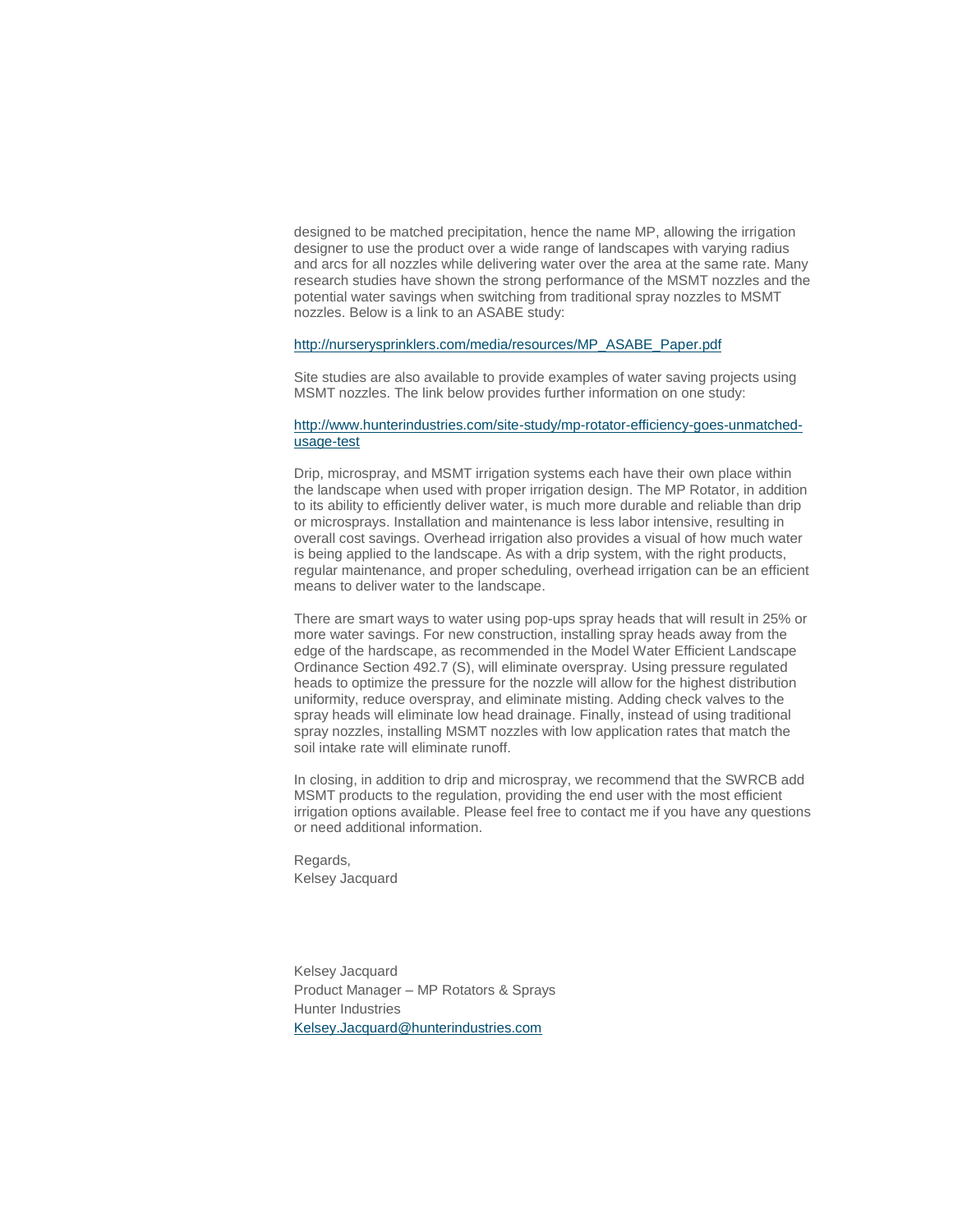designed to be matched precipitation, hence the name MP, allowing the irrigation designer to use the product over a wide range of landscapes with varying radius and arcs for all nozzles while delivering water over the area at the same rate. Many research studies have shown the strong performance of the MSMT nozzles and the potential water savings when switching from traditional spray nozzles to MSMT nozzles. Below is a link to an ASABE study:

http://nurserysprinklers.com/media/resources/MP_ASABE_Paper.pdf

Site studies are also available to provide examples of water saving projects using MSMT nozzles. The link below provides further information on one study:

http://www.hunterindustries.com/site-study/mp-rotator-efficiency-goes-unmatched-usage-test

Drip, microspray, and MSMT irrigation systems each have their own place within the landscape when used with proper irrigation design. The MP Rotator, in addition to its ability to efficiently deliver water, is much more durable and reliable than drip or microsprays. Installation and maintenance is less labor intensive, resulting in overall cost savings. Overhead irrigation also provides a visual of how much water is being applied to the landscape. As with a drip system, with the right products, regular maintenance, and proper scheduling, overhead irrigation can be an efficient means to deliver water to the landscape.

There are smart ways to water using pop-ups spray heads that will result in 25% or more water savings. For new construction, installing spray heads away from the edge of the hardscape, as recommended in the Model Water Efficient Landscape Ordinance Section 492.7 (S), will eliminate overspray. Using pressure regulated heads to optimize the pressure for the nozzle will allow for the highest distribution uniformity, reduce overspray, and eliminate misting. Adding check valves to the spray heads will eliminate low head drainage. Finally, instead of using traditional spray nozzles, installing MSMT nozzles with low application rates that match the soil intake rate will eliminate runoff.

In closing, in addition to drip and microspray, we recommend that the SWRCB add MSMT products to the regulation, providing the end user with the most efficient irrigation options available. Please feel free to contact me if you have any questions or need additional information.

Regards,
Kelsey Jacquard

Kelsey Jacquard
Product Manager – MP Rotators & Sprays
Hunter Industries
Kelsey.Jacquard@hunterindustries.com